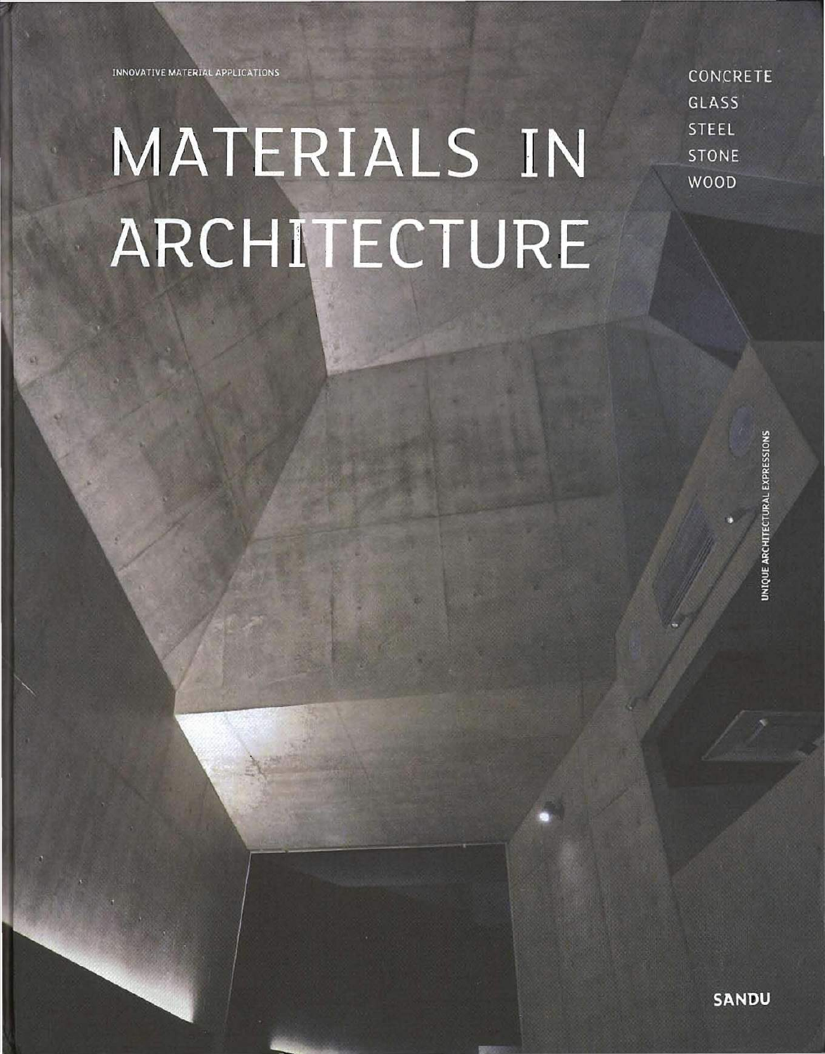INNOVATIVE MATERIAL APPLICATIONS

# MATERIALS IN ARCHITECTURE

CONCRETE
GLASS
STEEL
STONE
WOOD

UNIQUE ARCHITECTURAL EXPRESSIONS

SANDU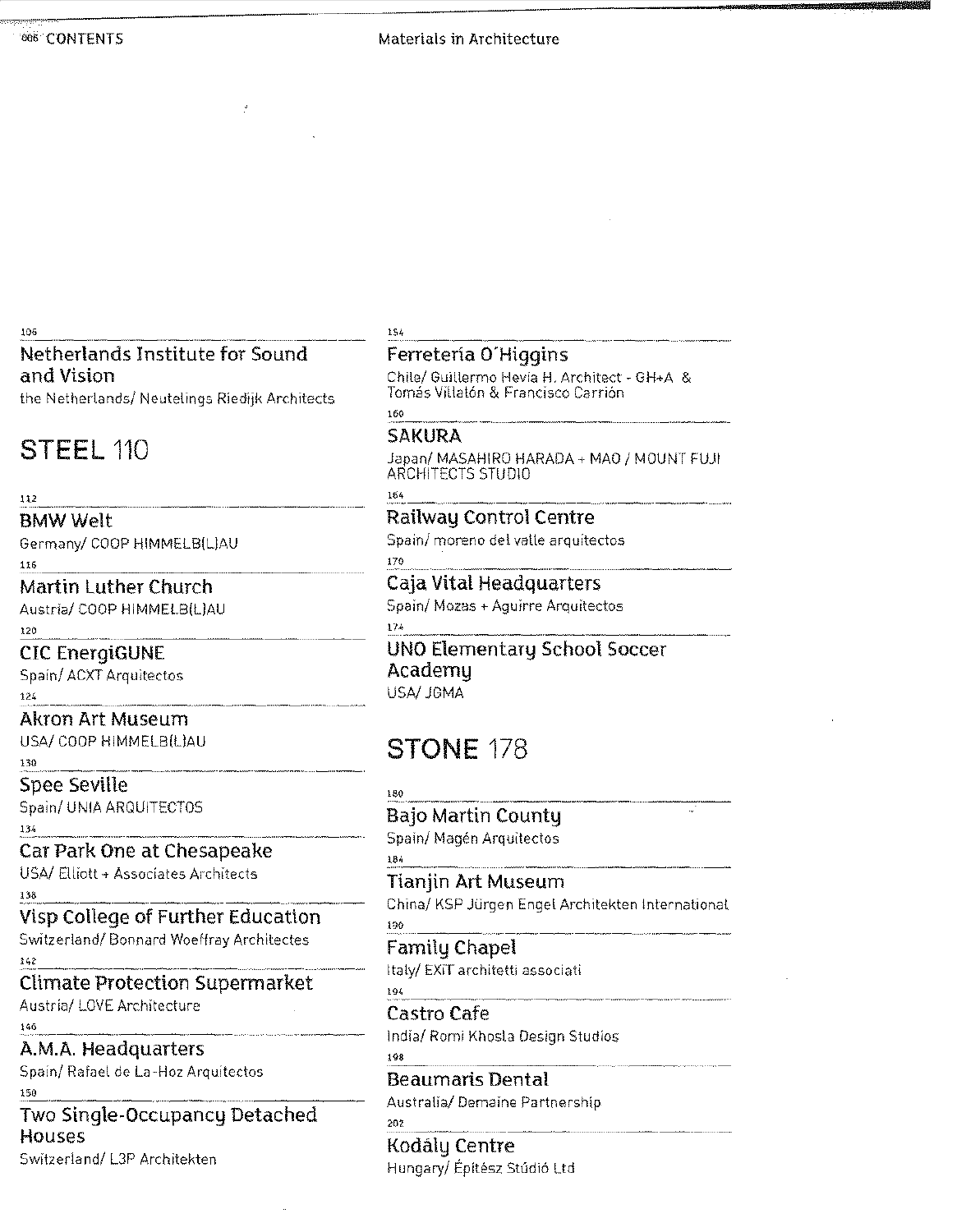106

**Netherlands Institute for Sound and Vision**
the Netherlands/ Neutelings Riedijk Architects

## STEEL 110

112

**BMW Welt**
Germany/ COOP HIMMELB(L)AU

116

**Martin Luther Church**
Austria/ COOP HIMMELB(L)AU

120

**CIC EnergiGUNE**
Spain/ ACXT Arquitectos

124

**Akron Art Museum**
USA/ COOP HIMMELB(L)AU

130

**Spee Seville**
Spain/ UNIA ARQUITECTOS

134

**Car Park One at Chesapeake**
USA/ Elliott + Associates Architects

138

**Visp College of Further Education**
Switzerland/ Bonnard Woeffray Architectes

142

**Climate Protection Supermarket**
Austria/ LOVE Architecture

146

**A.M.A. Headquarters**
Spain/ Rafael de La-Hoz Arquitectos

150

**Two Single-Occupancy Detached Houses**
Switzerland/ L3P Architekten

154

**Ferretería O'Higgins**
Chile/ Guillermo Hevia H. Architect - GH+A & Tomás Villalón & Francisco Carrión

160

**SAKURA**
Japan/ MASAHIRO HARADA + MAO / MOUNT FUJI ARCHITECTS STUDIO

164

**Railway Control Centre**
Spain/ moreno del valle arquitectos

170

**Caja Vital Headquarters**
Spain/ Mozas + Aguirre Arquitectos

174

**UNO Elementary School Soccer Academy**
USA/ JGMA

## STONE 178

180

**Bajo Martin County**
Spain/ Magén Arquitectos

184

**Tianjin Art Museum**
China/ KSP Jürgen Engel Architekten International

190

**Family Chapel**
Italy/ EXiT architetti associati

194

**Castro Cafe**
India/ Romi Khosla Design Studios

198

**Beaumaris Dental**
Australia/ Demaine Partnership

202

**Kodály Centre**
Hungary/ Építész Stúdió Ltd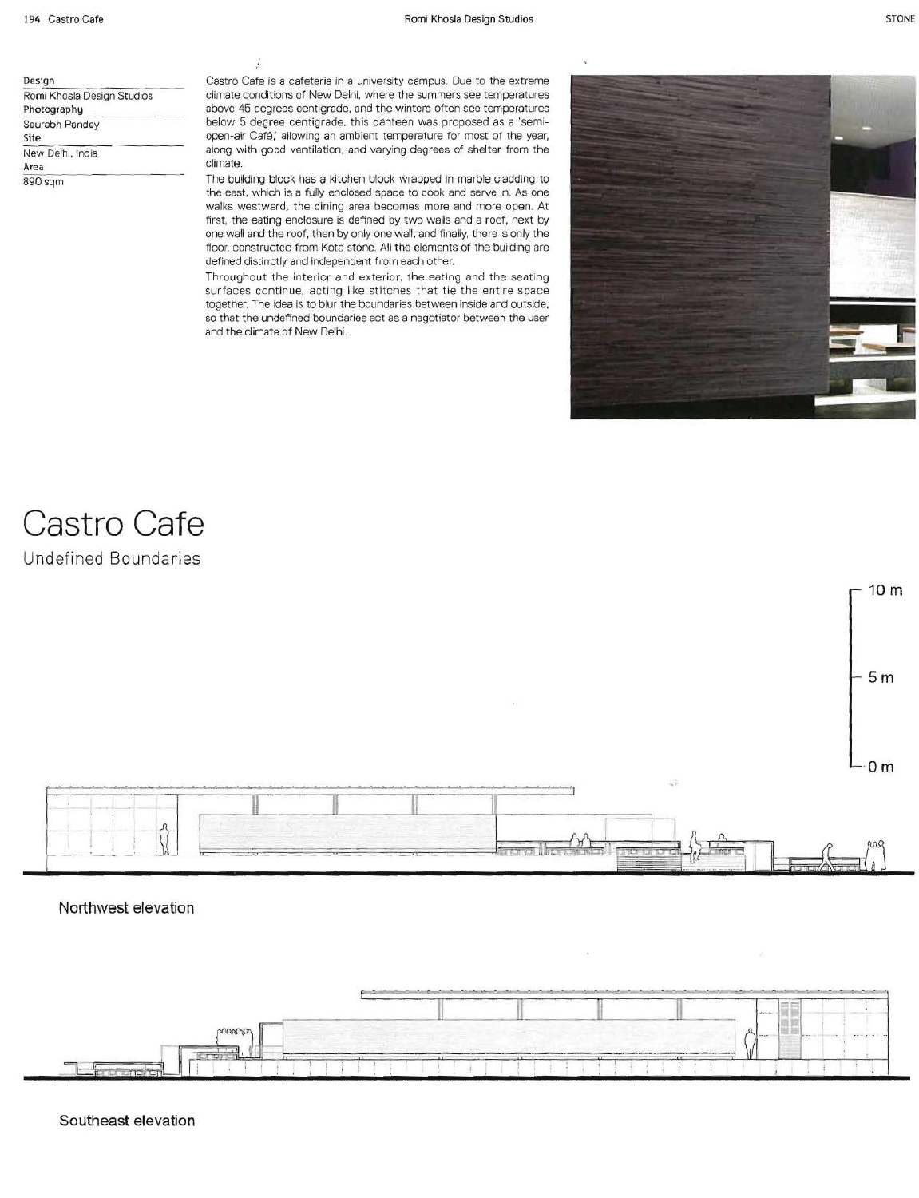# Castro Cafe

## Undefined Boundaries

| | |
|---|---|
| Design | Romi Khosla Design Studios |
| Photography | Saurabh Pandey |
| Site | New Delhi, India |
| Area | 890 sqm |

Castro Cafe is a cafeteria in a university campus. Due to the extreme climate conditions of New Delhi, where the summers see temperatures above 45 degrees centigrade, and the winters often see temperatures below 5 degree centigrade, this canteen was proposed as a 'semi-open-air Café,' allowing an ambient temperature for most of the year, along with good ventilation, and varying degrees of shelter from the climate.

The building block has a kitchen block wrapped in marble cladding to the east, which is a fully enclosed space to cook and serve in. As one walks westward, the dining area becomes more and more open. At first, the eating enclosure is defined by two walls and a roof, next by one wall and the roof, then by only one wall, and finally, there is only the floor, constructed from Kota stone. All the elements of the building are defined distinctly and independent from each other.

Throughout the interior and exterior, the eating and the seating surfaces continue, acting like stitches that tie the entire space together. The idea is to blur the boundaries between inside and outside, so that the undefined boundaries act as a negotiator between the user and the climate of New Delhi.

10 m
5 m
0 m

Northwest elevation

Southeast elevation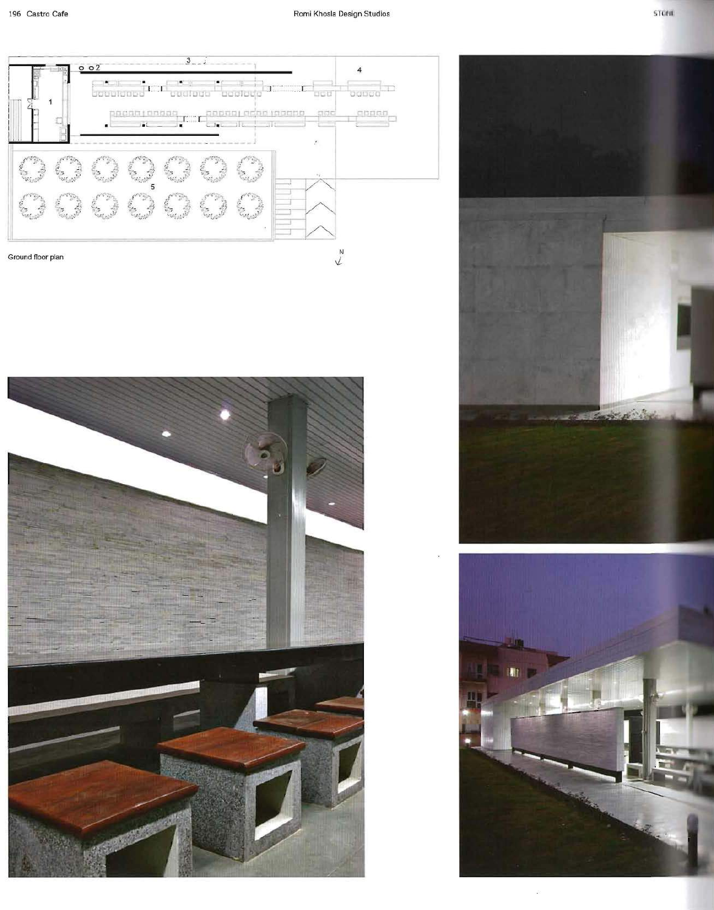Ground floor plan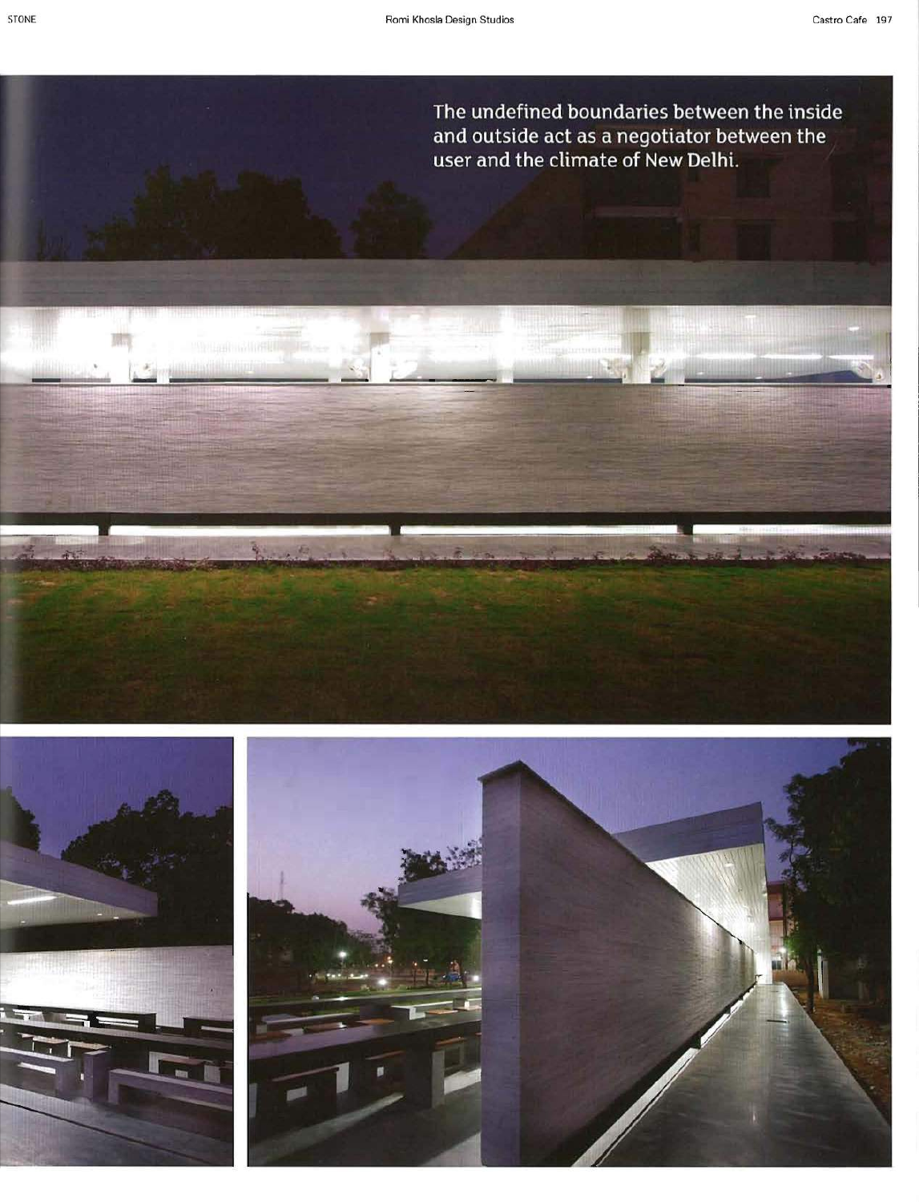The undefined boundaries between the inside and outside act as a negotiator between the user and the climate of New Delhi.